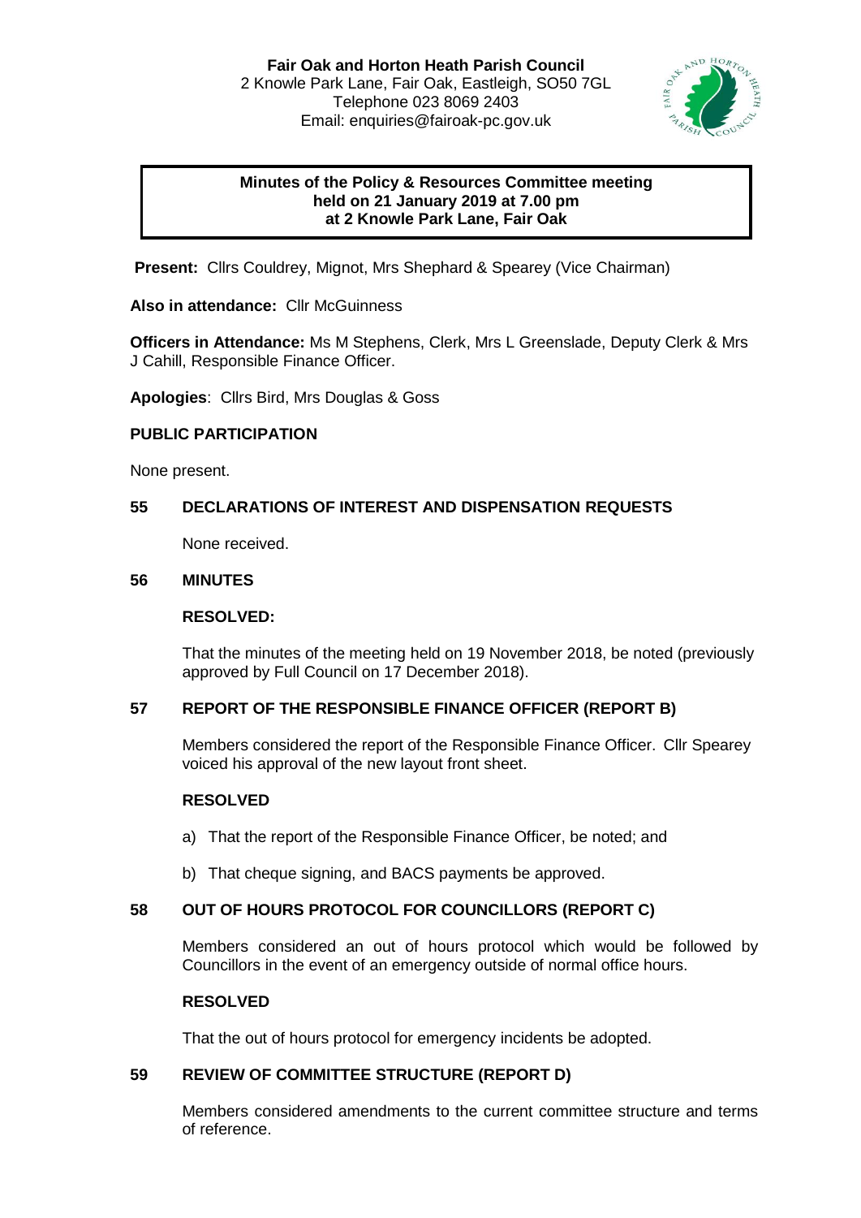**Fair Oak and Horton Heath Parish Council**
2 Knowle Park Lane, Fair Oak, Eastleigh, SO50 7GL
Telephone 023 8069 2403
Email: enquiries@fairoak-pc.gov.uk

**Minutes of the Policy & Resources Committee meeting held on 21 January 2019 at 7.00 pm at 2 Knowle Park Lane, Fair Oak**

**Present:** Cllrs Couldrey, Mignot, Mrs Shephard & Spearey (Vice Chairman)

**Also in attendance:** Cllr McGuinness

**Officers in Attendance:** Ms M Stephens, Clerk, Mrs L Greenslade, Deputy Clerk & Mrs J Cahill, Responsible Finance Officer.

**Apologies**: Cllrs Bird, Mrs Douglas & Goss

## PUBLIC PARTICIPATION

None present.

## 55 DECLARATIONS OF INTEREST AND DISPENSATION REQUESTS

None received.

## 56 MINUTES

**RESOLVED:**

That the minutes of the meeting held on 19 November 2018, be noted (previously approved by Full Council on 17 December 2018).

## 57 REPORT OF THE RESPONSIBLE FINANCE OFFICER (REPORT B)

Members considered the report of the Responsible Finance Officer. Cllr Spearey voiced his approval of the new layout front sheet.

**RESOLVED**

a) That the report of the Responsible Finance Officer, be noted; and

b) That cheque signing, and BACS payments be approved.

## 58 OUT OF HOURS PROTOCOL FOR COUNCILLORS (REPORT C)

Members considered an out of hours protocol which would be followed by Councillors in the event of an emergency outside of normal office hours.

**RESOLVED**

That the out of hours protocol for emergency incidents be adopted.

## 59 REVIEW OF COMMITTEE STRUCTURE (REPORT D)

Members considered amendments to the current committee structure and terms of reference.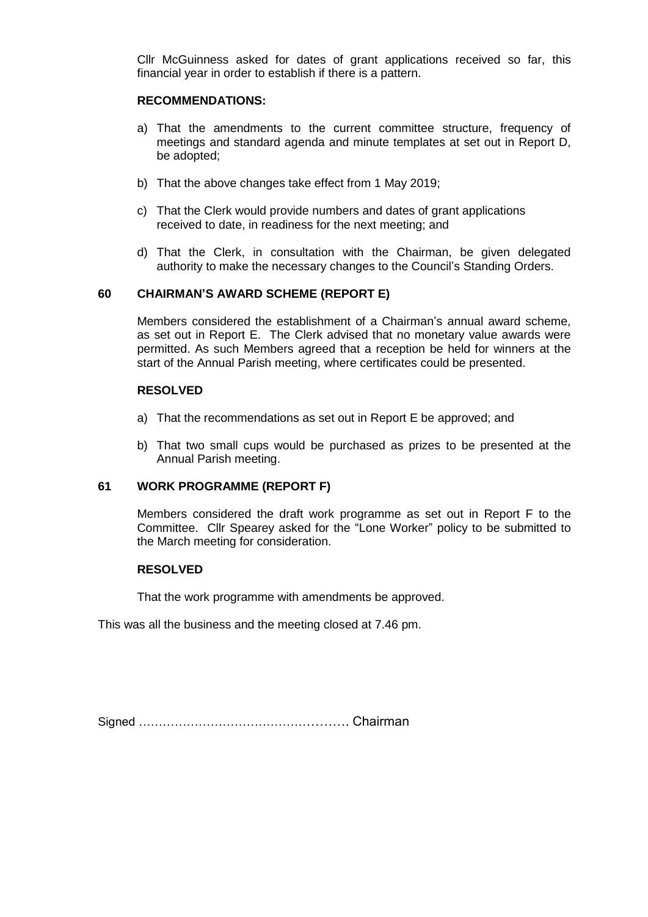Cllr McGuinness asked for dates of grant applications received so far, this financial year in order to establish if there is a pattern.

**RECOMMENDATIONS:**

a) That the amendments to the current committee structure, frequency of meetings and standard agenda and minute templates at set out in Report D, be adopted;

b) That the above changes take effect from 1 May 2019;

c) That the Clerk would provide numbers and dates of grant applications received to date, in readiness for the next meeting; and

d) That the Clerk, in consultation with the Chairman, be given delegated authority to make the necessary changes to the Council's Standing Orders.

## 60 CHAIRMAN'S AWARD SCHEME (REPORT E)

Members considered the establishment of a Chairman's annual award scheme, as set out in Report E. The Clerk advised that no monetary value awards were permitted. As such Members agreed that a reception be held for winners at the start of the Annual Parish meeting, where certificates could be presented.

**RESOLVED**

a) That the recommendations as set out in Report E be approved; and

b) That two small cups would be purchased as prizes to be presented at the Annual Parish meeting.

## 61 WORK PROGRAMME (REPORT F)

Members considered the draft work programme as set out in Report F to the Committee. Cllr Spearey asked for the "Lone Worker" policy to be submitted to the March meeting for consideration.

**RESOLVED**

That the work programme with amendments be approved.

This was all the business and the meeting closed at 7.46 pm.

Signed …………………………………………… Chairman